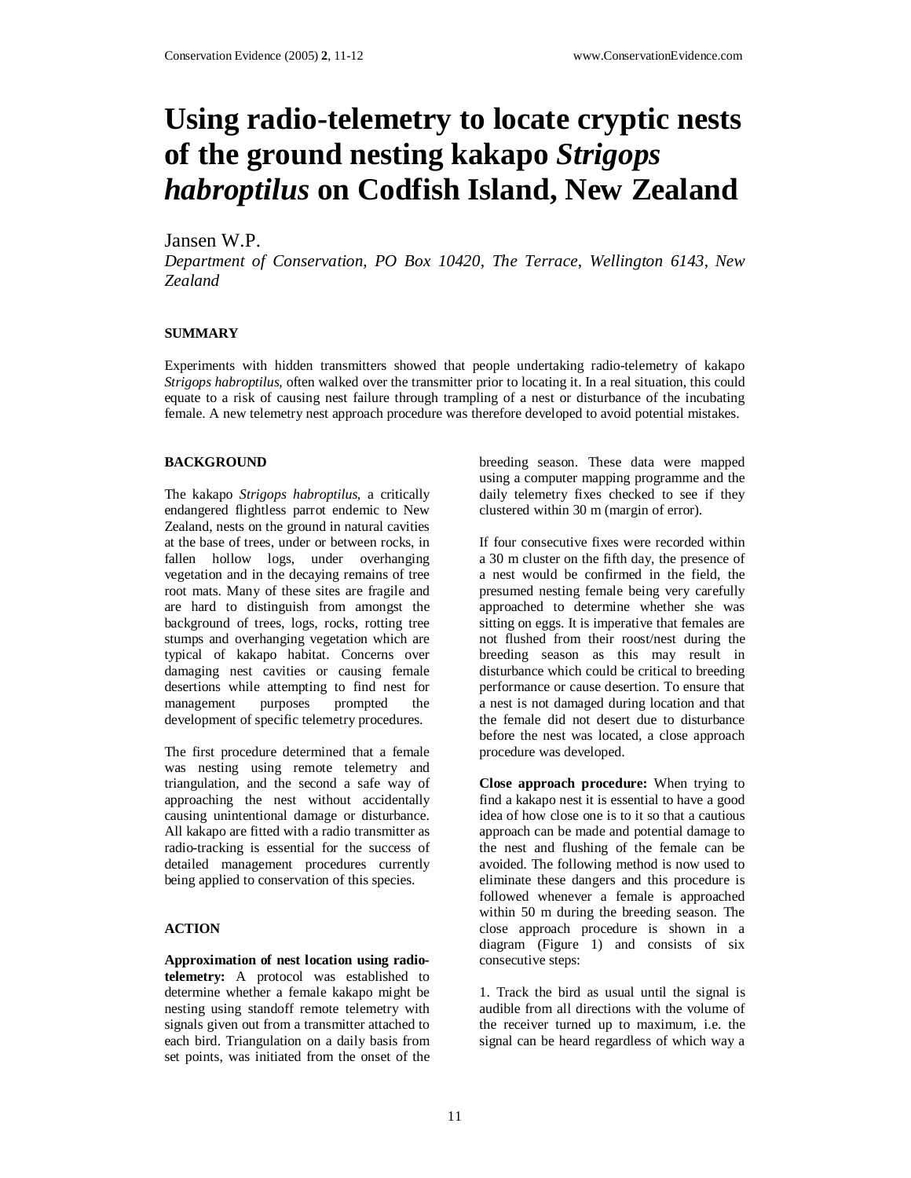# Using radio-telemetry to locate cryptic nests of the ground nesting kakapo *Strigops habroptilus* on Codfish Island, New Zealand

Jansen W.P.

*Department of Conservation, PO Box 10420, The Terrace, Wellington 6143, New Zealand*

## SUMMARY

Experiments with hidden transmitters showed that people undertaking radio-telemetry of kakapo *Strigops habroptilus*, often walked over the transmitter prior to locating it. In a real situation, this could equate to a risk of causing nest failure through trampling of a nest or disturbance of the incubating female. A new telemetry nest approach procedure was therefore developed to avoid potential mistakes.

## BACKGROUND

The kakapo *Strigops habroptilus*, a critically endangered flightless parrot endemic to New Zealand, nests on the ground in natural cavities at the base of trees, under or between rocks, in fallen hollow logs, under overhanging vegetation and in the decaying remains of tree root mats. Many of these sites are fragile and are hard to distinguish from amongst the background of trees, logs, rocks, rotting tree stumps and overhanging vegetation which are typical of kakapo habitat. Concerns over damaging nest cavities or causing female desertions while attempting to find nest for management purposes prompted the development of specific telemetry procedures.

The first procedure determined that a female was nesting using remote telemetry and triangulation, and the second a safe way of approaching the nest without accidentally causing unintentional damage or disturbance. All kakapo are fitted with a radio transmitter as radio-tracking is essential for the success of detailed management procedures currently being applied to conservation of this species.

## ACTION

**Approximation of nest location using radio-telemetry:** A protocol was established to determine whether a female kakapo might be nesting using standoff remote telemetry with signals given out from a transmitter attached to each bird. Triangulation on a daily basis from set points, was initiated from the onset of the breeding season. These data were mapped using a computer mapping programme and the daily telemetry fixes checked to see if they clustered within 30 m (margin of error).

If four consecutive fixes were recorded within a 30 m cluster on the fifth day, the presence of a nest would be confirmed in the field, the presumed nesting female being very carefully approached to determine whether she was sitting on eggs. It is imperative that females are not flushed from their roost/nest during the breeding season as this may result in disturbance which could be critical to breeding performance or cause desertion. To ensure that a nest is not damaged during location and that the female did not desert due to disturbance before the nest was located, a close approach procedure was developed.

**Close approach procedure:** When trying to find a kakapo nest it is essential to have a good idea of how close one is to it so that a cautious approach can be made and potential damage to the nest and flushing of the female can be avoided. The following method is now used to eliminate these dangers and this procedure is followed whenever a female is approached within 50 m during the breeding season. The close approach procedure is shown in a diagram (Figure 1) and consists of six consecutive steps:

1. Track the bird as usual until the signal is audible from all directions with the volume of the receiver turned up to maximum, i.e. the signal can be heard regardless of which way a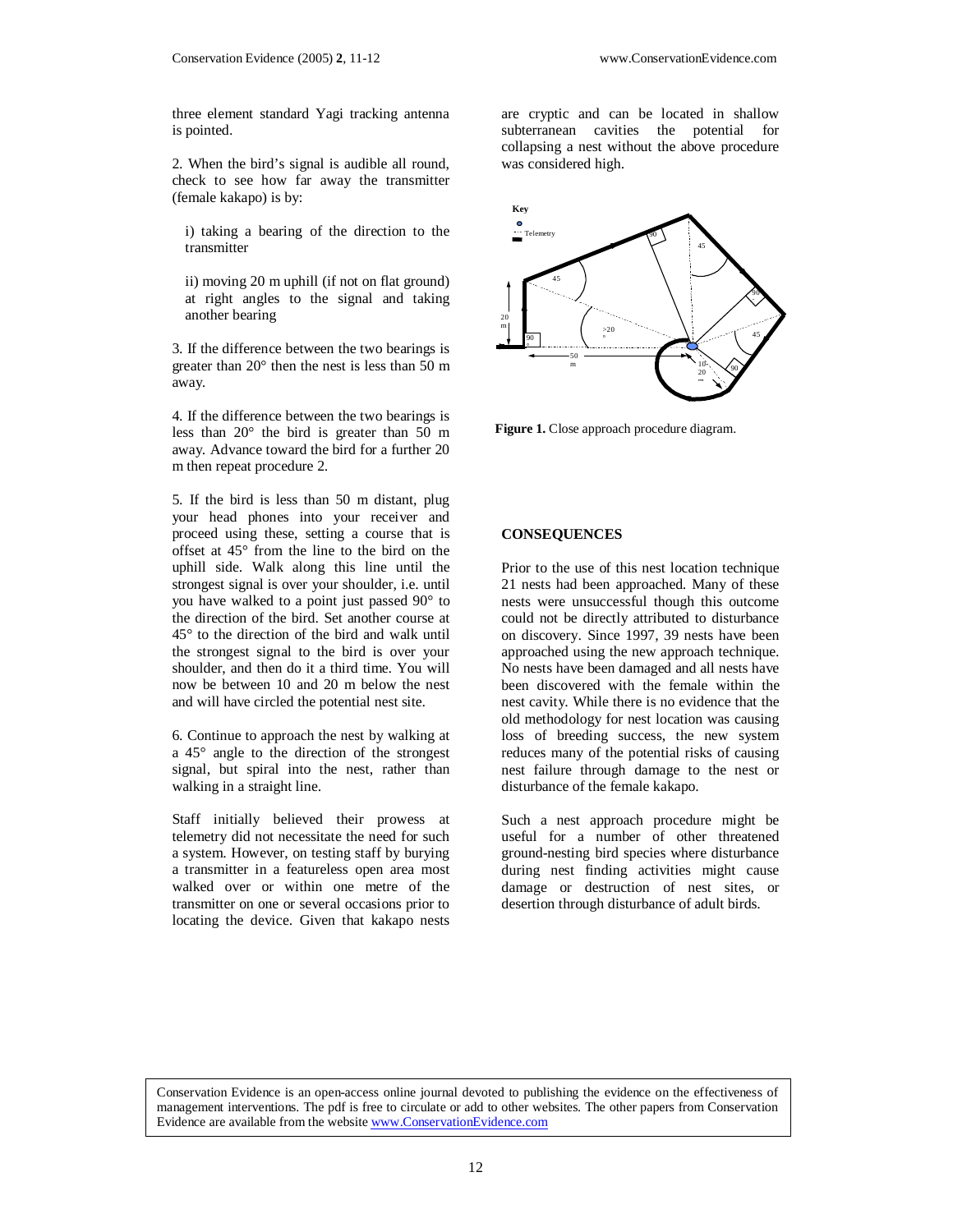three element standard Yagi tracking antenna is pointed.

2. When the bird's signal is audible all round, check to see how far away the transmitter (female kakapo) is by:

i) taking a bearing of the direction to the transmitter

ii) moving 20 m uphill (if not on flat ground) at right angles to the signal and taking another bearing

3. If the difference between the two bearings is greater than 20° then the nest is less than 50 m away.

4. If the difference between the two bearings is less than 20° the bird is greater than 50 m away. Advance toward the bird for a further 20 m then repeat procedure 2.

5. If the bird is less than 50 m distant, plug your head phones into your receiver and proceed using these, setting a course that is offset at 45° from the line to the bird on the uphill side. Walk along this line until the strongest signal is over your shoulder, i.e. until you have walked to a point just passed 90° to the direction of the bird. Set another course at 45° to the direction of the bird and walk until the strongest signal to the bird is over your shoulder, and then do it a third time. You will now be between 10 and 20 m below the nest and will have circled the potential nest site.

6. Continue to approach the nest by walking at a 45° angle to the direction of the strongest signal, but spiral into the nest, rather than walking in a straight line.

Staff initially believed their prowess at telemetry did not necessitate the need for such a system. However, on testing staff by burying a transmitter in a featureless open area most walked over or within one metre of the transmitter on one or several occasions prior to locating the device. Given that kakapo nests are cryptic and can be located in shallow subterranean cavities the potential for collapsing a nest without the above procedure was considered high.

Key

Telemetry

45

90

20 m

>20°

50 m

10-20 m

**Figure 1.** Close approach procedure diagram.

## CONSEQUENCES

Prior to the use of this nest location technique 21 nests had been approached. Many of these nests were unsuccessful though this outcome could not be directly attributed to disturbance on discovery. Since 1997, 39 nests have been approached using the new approach technique. No nests have been damaged and all nests have been discovered with the female within the nest cavity. While there is no evidence that the old methodology for nest location was causing loss of breeding success, the new system reduces many of the potential risks of causing nest failure through damage to the nest or disturbance of the female kakapo.

Such a nest approach procedure might be useful for a number of other threatened ground-nesting bird species where disturbance during nest finding activities might cause damage or destruction of nest sites, or desertion through disturbance of adult birds.

Conservation Evidence is an open-access online journal devoted to publishing the evidence on the effectiveness of management interventions. The pdf is free to circulate or add to other websites. The other papers from Conservation Evidence are available from the website www.ConservationEvidence.com